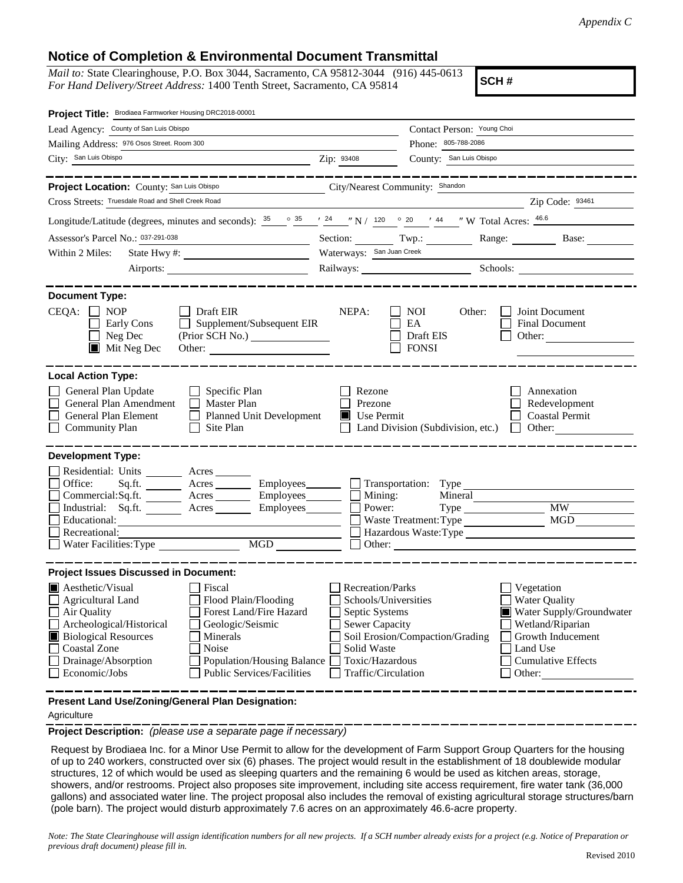*Appendix C*

## Notice of Completion & Environmental Document Transmittal

*Mail to:* State Clearinghouse, P.O. Box 3044, Sacramento, CA 95812-3044 (916) 445-0613
*For Hand Delivery/Street Address:* 1400 Tenth Street, Sacramento, CA 95814

**SCH #**

**Project Title:** Brodiaea Farmworker Housing DRC2018-00001

Lead Agency: County of San Luis Obispo
Contact Person: Young Choi
Mailing Address: 976 Osos Street. Room 300
Phone: 805-788-2086
City: San Luis Obispo
Zip: 93408
County: San Luis Obispo

**Project Location:** County: San Luis Obispo
City/Nearest Community: Shandon
Cross Streets: Truesdale Road and Shell Creek Road
Zip Code: 93461
Longitude/Latitude (degrees, minutes and seconds): 35 ° 35 ′ 24 ″ N / 120 ° 20 ′ 44 ″ W Total Acres: 46.6
Assessor's Parcel No.: 037-291-038
Section: Twp.: Range: Base:
Within 2 Miles: State Hwy #:
Waterways: San Juan Creek
Airports:
Railways:
Schools:

**Document Type:**

CEQA: ☐ NOP ☐ Early Cons ☐ Neg Dec ☒ Mit Neg Dec ☐ Draft EIR ☐ Supplement/Subsequent EIR (Prior SCH No.) Other:

NEPA: ☐ NOI ☐ EA ☐ Draft EIS ☐ FONSI

Other: ☐ Joint Document ☐ Final Document ☐ Other:

**Local Action Type:**

☐ General Plan Update ☐ General Plan Amendment ☐ General Plan Element ☐ Community Plan ☐ Specific Plan ☐ Master Plan ☐ Planned Unit Development ☐ Site Plan ☐ Rezone ☐ Prezone ☒ Use Permit ☐ Land Division (Subdivision, etc.) ☐ Annexation ☐ Redevelopment ☐ Coastal Permit ☐ Other:

**Development Type:**

☐ Residential: Units Acres
☐ Office: Sq.ft. Acres Employees
☐ Commercial: Sq.ft. Acres Employees
☐ Industrial: Sq.ft. Acres Employees
☐ Educational:
☐ Recreational:
☐ Water Facilities: Type MGD
☐ Transportation: Type
☐ Mining: Mineral
☐ Power: Type MW
☐ Waste Treatment: Type MGD
☐ Hazardous Waste: Type
☐ Other:

**Project Issues Discussed in Document:**

☒ Aesthetic/Visual
☐ Agricultural Land
☐ Air Quality
☐ Archeological/Historical
☒ Biological Resources
☐ Coastal Zone
☐ Drainage/Absorption
☐ Economic/Jobs
☐ Fiscal
☐ Flood Plain/Flooding
☐ Forest Land/Fire Hazard
☐ Geologic/Seismic
☐ Minerals
☐ Noise
☐ Population/Housing Balance
☐ Public Services/Facilities
☐ Recreation/Parks
☐ Schools/Universities
☐ Septic Systems
☐ Sewer Capacity
☐ Soil Erosion/Compaction/Grading
☐ Solid Waste
☐ Toxic/Hazardous
☐ Traffic/Circulation
☐ Vegetation
☐ Water Quality
☒ Water Supply/Groundwater
☐ Wetland/Riparian
☐ Growth Inducement
☐ Land Use
☐ Cumulative Effects
☐ Other:

**Present Land Use/Zoning/General Plan Designation:**

Agriculture

**Project Description:** *(please use a separate page if necessary)*

Request by Brodiaea Inc. for a Minor Use Permit to allow for the development of Farm Support Group Quarters for the housing of up to 240 workers, constructed over six (6) phases. The project would result in the establishment of 18 doublewide modular structures, 12 of which would be used as sleeping quarters and the remaining 6 would be used as kitchen areas, storage, showers, and/or restrooms. Project also proposes site improvement, including site access requirement, fire water tank (36,000 gallons) and associated water line. The project proposal also includes the removal of existing agricultural storage structures/barn (pole barn). The project would disturb approximately 7.6 acres on an approximately 46.6-acre property.

*Note: The State Clearinghouse will assign identification numbers for all new projects. If a SCH number already exists for a project (e.g. Notice of Preparation or previous draft document) please fill in.*

Revised 2010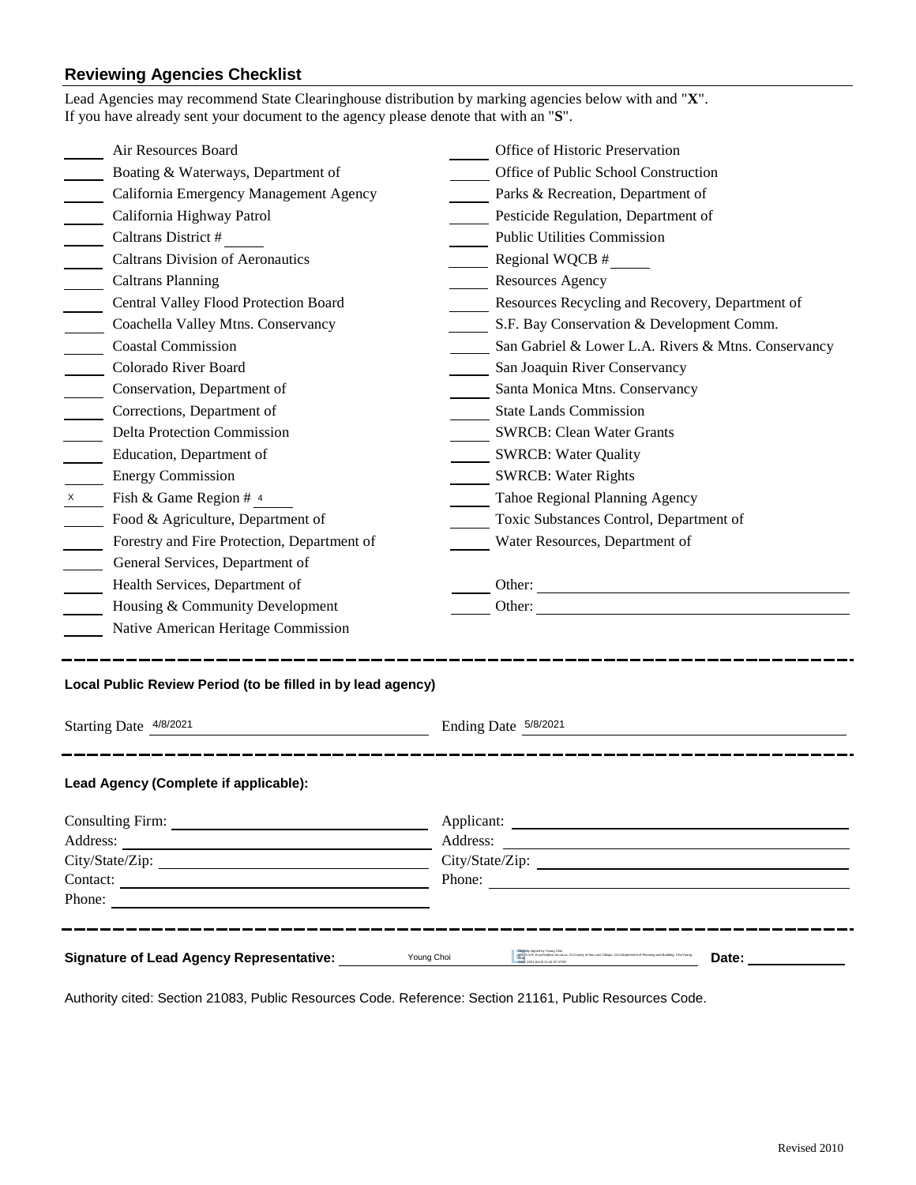## Reviewing Agencies Checklist

Lead Agencies may recommend State Clearinghouse distribution by marking agencies below with and "**X**".
If you have already sent your document to the agency please denote that with an "**S**".

_____ Air Resources Board
_____ Boating & Waterways, Department of
_____ California Emergency Management Agency
_____ California Highway Patrol
_____ Caltrans District # _____
_____ Caltrans Division of Aeronautics
_____ Caltrans Planning
_____ Central Valley Flood Protection Board
_____ Coachella Valley Mtns. Conservancy
_____ Coastal Commission
_____ Colorado River Board
_____ Conservation, Department of
_____ Corrections, Department of
_____ Delta Protection Commission
_____ Education, Department of
_____ Energy Commission
X Fish & Game Region # 4
_____ Food & Agriculture, Department of
_____ Forestry and Fire Protection, Department of
_____ General Services, Department of
_____ Health Services, Department of
_____ Housing & Community Development
_____ Native American Heritage Commission
_____ Office of Historic Preservation
_____ Office of Public School Construction
_____ Parks & Recreation, Department of
_____ Pesticide Regulation, Department of
_____ Public Utilities Commission
_____ Regional WQCB # _____
_____ Resources Agency
_____ Resources Recycling and Recovery, Department of
_____ S.F. Bay Conservation & Development Comm.
_____ San Gabriel & Lower L.A. Rivers & Mtns. Conservancy
_____ San Joaquin River Conservancy
_____ Santa Monica Mtns. Conservancy
_____ State Lands Commission
_____ SWRCB: Clean Water Grants
_____ SWRCB: Water Quality
_____ SWRCB: Water Rights
_____ Tahoe Regional Planning Agency
_____ Toxic Substances Control, Department of
_____ Water Resources, Department of
_____ Other: _____
_____ Other: _____

---

**Local Public Review Period (to be filled in by lead agency)**

Starting Date 4/8/2021 Ending Date 5/8/2021

---

**Lead Agency (Complete if applicable):**

Consulting Firm: _____
Address: _____
City/State/Zip: _____
Contact: _____
Phone: _____

Applicant: _____
Address: _____
City/State/Zip: _____
Phone: _____

---

**Signature of Lead Agency Representative:** Young Choi (Digitally signed by Young Choi) **Date:** _____

Authority cited: Section 21083, Public Resources Code. Reference: Section 21161, Public Resources Code.

Revised 2010